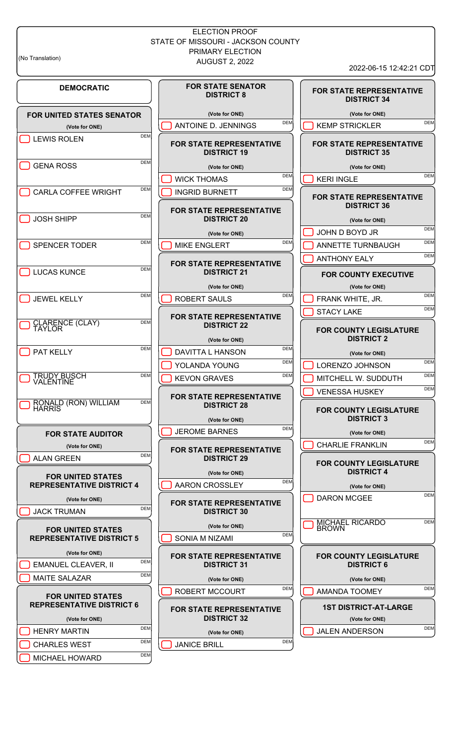ELECTION PROOF
STATE OF MISSOURI - JACKSON COUNTY
PRIMARY ELECTION
AUGUST 2, 2022

(No Translation)

2022-06-15 12:42:21 CDT

## DEMOCRATIC

### FOR UNITED STATES SENATOR
(Vote for ONE)

- LEWIS ROLEN — DEM
- GENA ROSS — DEM
- CARLA COFFEE WRIGHT — DEM
- JOSH SHIPP — DEM
- SPENCER TODER — DEM
- LUCAS KUNCE — DEM
- JEWEL KELLY — DEM
- CLARENCE (CLAY) TAYLOR — DEM
- PAT KELLY — DEM
- TRUDY BUSCH VALENTINE — DEM
- RONALD (RON) WILLIAM HARRIS — DEM

### FOR STATE AUDITOR
(Vote for ONE)

- ALAN GREEN — DEM

### FOR UNITED STATES REPRESENTATIVE DISTRICT 4
(Vote for ONE)

- JACK TRUMAN — DEM

### FOR UNITED STATES REPRESENTATIVE DISTRICT 5
(Vote for ONE)

- EMANUEL CLEAVER, II — DEM
- MAITE SALAZAR — DEM

### FOR UNITED STATES REPRESENTATIVE DISTRICT 6
(Vote for ONE)

- HENRY MARTIN — DEM
- CHARLES WEST — DEM
- MICHAEL HOWARD — DEM

### FOR STATE SENATOR DISTRICT 8
(Vote for ONE)

- ANTOINE D. JENNINGS — DEM

### FOR STATE REPRESENTATIVE DISTRICT 19
(Vote for ONE)

- WICK THOMAS — DEM
- INGRID BURNETT — DEM

### FOR STATE REPRESENTATIVE DISTRICT 20
(Vote for ONE)

- MIKE ENGLERT — DEM

### FOR STATE REPRESENTATIVE DISTRICT 21
(Vote for ONE)

- ROBERT SAULS — DEM

### FOR STATE REPRESENTATIVE DISTRICT 22
(Vote for ONE)

- DAVITTA L HANSON — DEM
- YOLANDA YOUNG — DEM
- KEVON GRAVES — DEM

### FOR STATE REPRESENTATIVE DISTRICT 28
(Vote for ONE)

- JEROME BARNES — DEM

### FOR STATE REPRESENTATIVE DISTRICT 29
(Vote for ONE)

- AARON CROSSLEY — DEM

### FOR STATE REPRESENTATIVE DISTRICT 30
(Vote for ONE)

- SONIA M NIZAMI — DEM

### FOR STATE REPRESENTATIVE DISTRICT 31
(Vote for ONE)

- ROBERT MCCOURT — DEM

### FOR STATE REPRESENTATIVE DISTRICT 32
(Vote for ONE)

- JANICE BRILL — DEM

### FOR STATE REPRESENTATIVE DISTRICT 34
(Vote for ONE)

- KEMP STRICKLER — DEM

### FOR STATE REPRESENTATIVE DISTRICT 35
(Vote for ONE)

- KERI INGLE — DEM

### FOR STATE REPRESENTATIVE DISTRICT 36
(Vote for ONE)

- JOHN D BOYD JR — DEM
- ANNETTE TURNBAUGH — DEM
- ANTHONY EALY — DEM

### FOR COUNTY EXECUTIVE
(Vote for ONE)

- FRANK WHITE, JR. — DEM
- STACY LAKE — DEM

### FOR COUNTY LEGISLATURE DISTRICT 2
(Vote for ONE)

- LORENZO JOHNSON — DEM
- MITCHELL W. SUDDUTH — DEM
- VENESSA HUSKEY — DEM

### FOR COUNTY LEGISLATURE DISTRICT 3
(Vote for ONE)

- CHARLIE FRANKLIN — DEM

### FOR COUNTY LEGISLATURE DISTRICT 4
(Vote for ONE)

- DARON MCGEE — DEM
- MICHAEL RICARDO BROWN — DEM

### FOR COUNTY LEGISLATURE DISTRICT 6
(Vote for ONE)

- AMANDA TOOMEY — DEM

### 1ST DISTRICT-AT-LARGE
(Vote for ONE)

- JALEN ANDERSON — DEM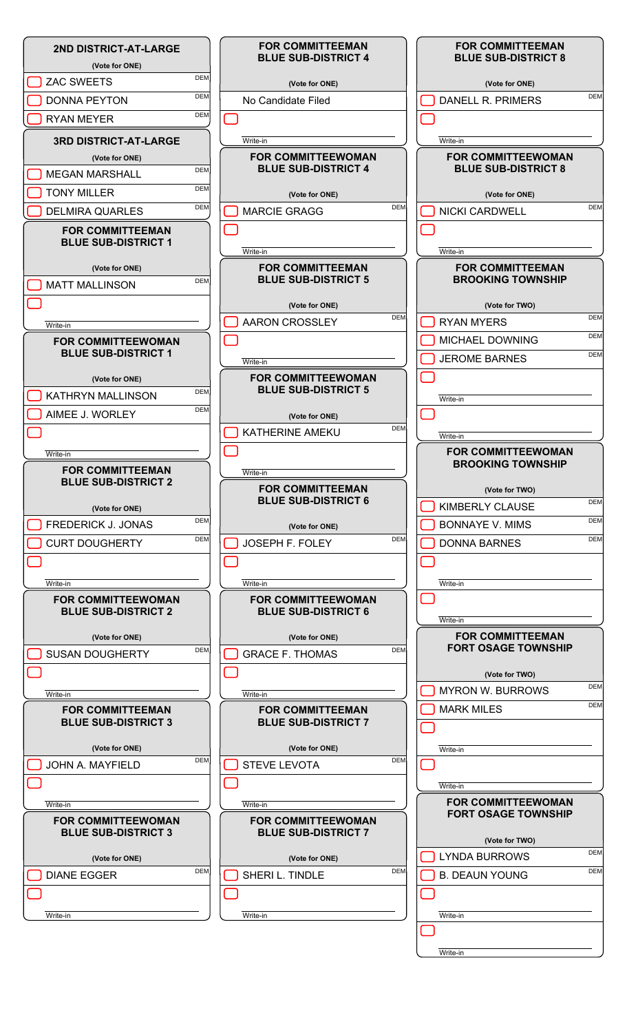## 2ND DISTRICT-AT-LARGE

(Vote for ONE)

- ZAC SWEETS DEM
- DONNA PEYTON DEM
- RYAN MEYER DEM

## 3RD DISTRICT-AT-LARGE

(Vote for ONE)

- MEGAN MARSHALL DEM
- TONY MILLER DEM
- DELMIRA QUARLES DEM

## FOR COMMITTEEMAN BLUE SUB-DISTRICT 1

(Vote for ONE)

- MATT MALLINSON DEM
- Write-in

## FOR COMMITTEEWOMAN BLUE SUB-DISTRICT 1

(Vote for ONE)

- KATHRYN MALLINSON DEM
- AIMEE J. WORLEY DEM
- Write-in

## FOR COMMITTEEMAN BLUE SUB-DISTRICT 2

(Vote for ONE)

- FREDERICK J. JONAS DEM
- CURT DOUGHERTY DEM
- Write-in

## FOR COMMITTEEWOMAN BLUE SUB-DISTRICT 2

(Vote for ONE)

- SUSAN DOUGHERTY DEM
- Write-in

## FOR COMMITTEEMAN BLUE SUB-DISTRICT 3

(Vote for ONE)

- JOHN A. MAYFIELD DEM
- Write-in

## FOR COMMITTEEWOMAN BLUE SUB-DISTRICT 3

(Vote for ONE)

- DIANE EGGER DEM
- Write-in

## FOR COMMITTEEMAN BLUE SUB-DISTRICT 4

(Vote for ONE)

No Candidate Filed

- Write-in

## FOR COMMITTEEWOMAN BLUE SUB-DISTRICT 4

(Vote for ONE)

- MARCIE GRAGG DEM
- Write-in

## FOR COMMITTEEMAN BLUE SUB-DISTRICT 5

(Vote for ONE)

- AARON CROSSLEY DEM
- Write-in

## FOR COMMITTEEWOMAN BLUE SUB-DISTRICT 5

(Vote for ONE)

- KATHERINE AMEKU DEM
- Write-in

## FOR COMMITTEEMAN BLUE SUB-DISTRICT 6

(Vote for ONE)

- JOSEPH F. FOLEY DEM
- Write-in

## FOR COMMITTEEWOMAN BLUE SUB-DISTRICT 6

(Vote for ONE)

- GRACE F. THOMAS DEM
- Write-in

## FOR COMMITTEEMAN BLUE SUB-DISTRICT 7

(Vote for ONE)

- STEVE LEVOTA DEM
- Write-in

## FOR COMMITTEEWOMAN BLUE SUB-DISTRICT 7

(Vote for ONE)

- SHERI L. TINDLE DEM
- Write-in

## FOR COMMITTEEMAN BLUE SUB-DISTRICT 8

(Vote for ONE)

- DANELL R. PRIMERS DEM
- Write-in

## FOR COMMITTEEWOMAN BLUE SUB-DISTRICT 8

(Vote for ONE)

- NICKI CARDWELL DEM
- Write-in

## FOR COMMITTEEMAN BROOKING TOWNSHIP

(Vote for TWO)

- RYAN MYERS DEM
- MICHAEL DOWNING DEM
- JEROME BARNES DEM
- Write-in
- Write-in

## FOR COMMITTEEWOMAN BROOKING TOWNSHIP

(Vote for TWO)

- KIMBERLY CLAUSE DEM
- BONNAYE V. MIMS DEM
- DONNA BARNES DEM
- Write-in
- Write-in

## FOR COMMITTEEMAN FORT OSAGE TOWNSHIP

(Vote for TWO)

- MYRON W. BURROWS DEM
- MARK MILES DEM
- Write-in
- Write-in

## FOR COMMITTEEWOMAN FORT OSAGE TOWNSHIP

(Vote for TWO)

- LYNDA BURROWS DEM
- B. DEAUN YOUNG DEM
- Write-in
- Write-in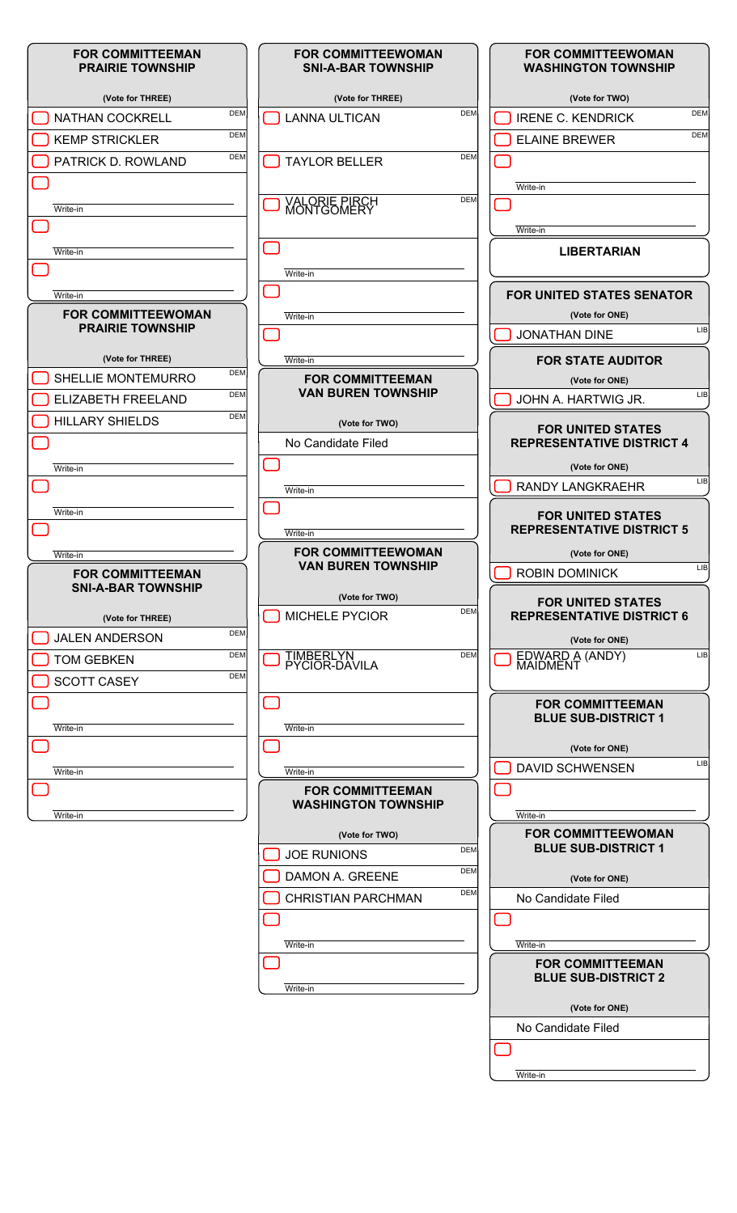### FOR COMMITTEEMAN PRAIRIE TOWNSHIP

(Vote for THREE)

- NATHAN COCKRELL — DEM
- KEMP STRICKLER — DEM
- PATRICK D. ROWLAND — DEM
- Write-in
- Write-in
- Write-in

### FOR COMMITTEEWOMAN PRAIRIE TOWNSHIP

(Vote for THREE)

- SHELLIE MONTEMURRO — DEM
- ELIZABETH FREELAND — DEM
- HILLARY SHIELDS — DEM
- Write-in
- Write-in
- Write-in

### FOR COMMITTEEMAN SNI-A-BAR TOWNSHIP

(Vote for THREE)

- JALEN ANDERSON — DEM
- TOM GEBKEN — DEM
- SCOTT CASEY — DEM
- Write-in
- Write-in
- Write-in

### FOR COMMITTEEWOMAN SNI-A-BAR TOWNSHIP

(Vote for THREE)

- LANNA ULTICAN — DEM
- TAYLOR BELLER — DEM
- VALORIE PIRCH MONTGOMERY — DEM
- Write-in
- Write-in
- Write-in

### FOR COMMITTEEMAN VAN BUREN TOWNSHIP

(Vote for TWO)

No Candidate Filed

- Write-in
- Write-in

### FOR COMMITTEEWOMAN VAN BUREN TOWNSHIP

(Vote for TWO)

- MICHELE PYCIOR — DEM
- TIMBERLYN PYCIOR-DAVILA — DEM
- Write-in
- Write-in

### FOR COMMITTEEMAN WASHINGTON TOWNSHIP

(Vote for TWO)

- JOE RUNIONS — DEM
- DAMON A. GREENE — DEM
- CHRISTIAN PARCHMAN — DEM
- Write-in
- Write-in

### FOR COMMITTEEWOMAN WASHINGTON TOWNSHIP

(Vote for TWO)

- IRENE C. KENDRICK — DEM
- ELAINE BREWER — DEM
- Write-in
- Write-in

## LIBERTARIAN

### FOR UNITED STATES SENATOR

(Vote for ONE)

- JONATHAN DINE — LIB

### FOR STATE AUDITOR

(Vote for ONE)

- JOHN A. HARTWIG JR. — LIB

### FOR UNITED STATES REPRESENTATIVE DISTRICT 4

(Vote for ONE)

- RANDY LANGKRAEHR — LIB

### FOR UNITED STATES REPRESENTATIVE DISTRICT 5

(Vote for ONE)

- ROBIN DOMINICK — LIB

### FOR UNITED STATES REPRESENTATIVE DISTRICT 6

(Vote for ONE)

- EDWARD A (ANDY) MAIDMENT — LIB

### FOR COMMITTEEMAN BLUE SUB-DISTRICT 1

(Vote for ONE)

- DAVID SCHWENSEN — LIB
- Write-in

### FOR COMMITTEEWOMAN BLUE SUB-DISTRICT 1

(Vote for ONE)

No Candidate Filed

- Write-in

### FOR COMMITTEEMAN BLUE SUB-DISTRICT 2

(Vote for ONE)

No Candidate Filed

- Write-in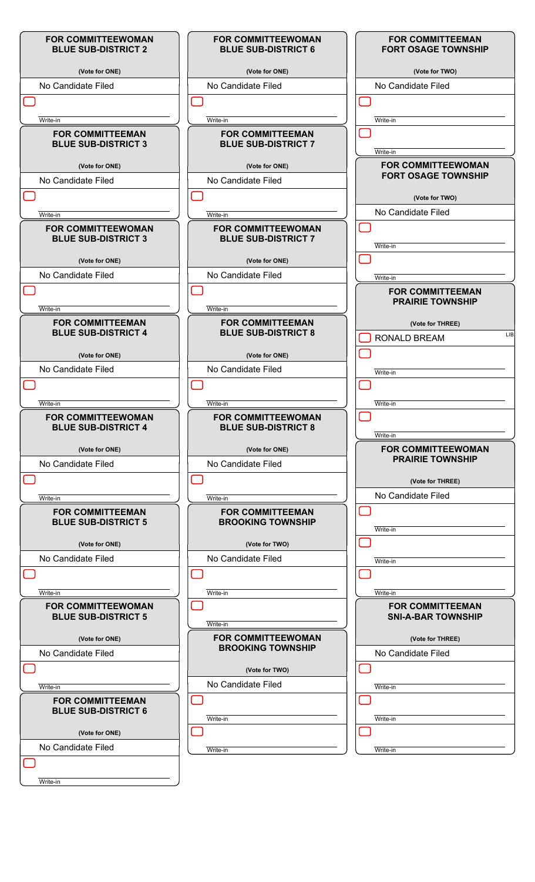**FOR COMMITTEEWOMAN BLUE SUB-DISTRICT 2**

(Vote for ONE)

No Candidate Filed

☐ Write-in

**FOR COMMITTEEMAN BLUE SUB-DISTRICT 3**

(Vote for ONE)

No Candidate Filed

☐ Write-in

**FOR COMMITTEEWOMAN BLUE SUB-DISTRICT 3**

(Vote for ONE)

No Candidate Filed

☐ Write-in

**FOR COMMITTEEMAN BLUE SUB-DISTRICT 4**

(Vote for ONE)

No Candidate Filed

☐ Write-in

**FOR COMMITTEEWOMAN BLUE SUB-DISTRICT 4**

(Vote for ONE)

No Candidate Filed

☐ Write-in

**FOR COMMITTEEMAN BLUE SUB-DISTRICT 5**

(Vote for ONE)

No Candidate Filed

☐ Write-in

**FOR COMMITTEEWOMAN BLUE SUB-DISTRICT 5**

(Vote for ONE)

No Candidate Filed

☐ Write-in

**FOR COMMITTEEMAN BLUE SUB-DISTRICT 6**

(Vote for ONE)

No Candidate Filed

☐ Write-in

**FOR COMMITTEEWOMAN BLUE SUB-DISTRICT 6**

(Vote for ONE)

No Candidate Filed

☐ Write-in

**FOR COMMITTEEMAN BLUE SUB-DISTRICT 7**

(Vote for ONE)

No Candidate Filed

☐ Write-in

**FOR COMMITTEEWOMAN BLUE SUB-DISTRICT 7**

(Vote for ONE)

No Candidate Filed

☐ Write-in

**FOR COMMITTEEMAN BLUE SUB-DISTRICT 8**

(Vote for ONE)

No Candidate Filed

☐ Write-in

**FOR COMMITTEEWOMAN BLUE SUB-DISTRICT 8**

(Vote for ONE)

No Candidate Filed

☐ Write-in

**FOR COMMITTEEMAN BROOKING TOWNSHIP**

(Vote for TWO)

No Candidate Filed

☐ Write-in

☐ Write-in

**FOR COMMITTEEWOMAN BROOKING TOWNSHIP**

(Vote for TWO)

No Candidate Filed

☐ Write-in

☐ Write-in

**FOR COMMITTEEMAN FORT OSAGE TOWNSHIP**

(Vote for TWO)

No Candidate Filed

☐ Write-in

☐ Write-in

**FOR COMMITTEEWOMAN FORT OSAGE TOWNSHIP**

(Vote for TWO)

No Candidate Filed

☐ Write-in

☐ Write-in

**FOR COMMITTEEMAN PRAIRIE TOWNSHIP**

(Vote for THREE)

☐ RONALD BREAM — LIB

☐ Write-in

☐ Write-in

☐ Write-in

**FOR COMMITTEEWOMAN PRAIRIE TOWNSHIP**

(Vote for THREE)

No Candidate Filed

☐ Write-in

☐ Write-in

☐ Write-in

**FOR COMMITTEEMAN SNI-A-BAR TOWNSHIP**

(Vote for THREE)

No Candidate Filed

☐ Write-in

☐ Write-in

☐ Write-in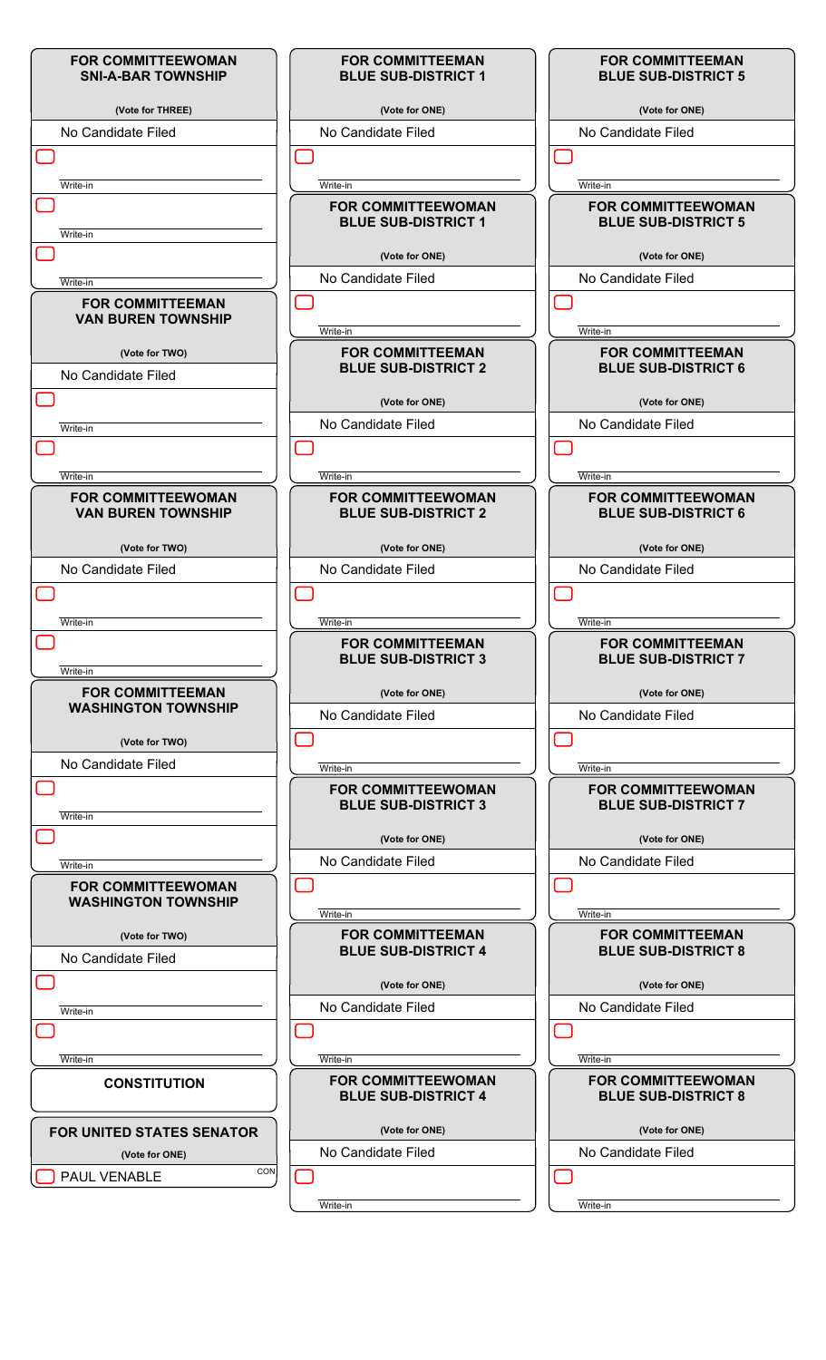### FOR COMMITTEEWOMAN SNI-A-BAR TOWNSHIP

(Vote for THREE)

No Candidate Filed

- [ ] Write-in
- [ ] Write-in
- [ ] Write-in

### FOR COMMITTEEMAN VAN BUREN TOWNSHIP

(Vote for TWO)

No Candidate Filed

- [ ] Write-in
- [ ] Write-in

### FOR COMMITTEEWOMAN VAN BUREN TOWNSHIP

(Vote for TWO)

No Candidate Filed

- [ ] Write-in
- [ ] Write-in

### FOR COMMITTEEMAN WASHINGTON TOWNSHIP

(Vote for TWO)

No Candidate Filed

- [ ] Write-in
- [ ] Write-in

### FOR COMMITTEEWOMAN WASHINGTON TOWNSHIP

(Vote for TWO)

No Candidate Filed

- [ ] Write-in
- [ ] Write-in

### CONSTITUTION

### FOR UNITED STATES SENATOR

(Vote for ONE)

- [ ] PAUL VENABLE CON

### FOR COMMITTEEMAN BLUE SUB-DISTRICT 1

(Vote for ONE)

No Candidate Filed

- [ ] Write-in

### FOR COMMITTEEWOMAN BLUE SUB-DISTRICT 1

(Vote for ONE)

No Candidate Filed

- [ ] Write-in

### FOR COMMITTEEMAN BLUE SUB-DISTRICT 2

(Vote for ONE)

No Candidate Filed

- [ ] Write-in

### FOR COMMITTEEWOMAN BLUE SUB-DISTRICT 2

(Vote for ONE)

No Candidate Filed

- [ ] Write-in

### FOR COMMITTEEMAN BLUE SUB-DISTRICT 3

(Vote for ONE)

No Candidate Filed

- [ ] Write-in

### FOR COMMITTEEWOMAN BLUE SUB-DISTRICT 3

(Vote for ONE)

No Candidate Filed

- [ ] Write-in

### FOR COMMITTEEMAN BLUE SUB-DISTRICT 4

(Vote for ONE)

No Candidate Filed

- [ ] Write-in

### FOR COMMITTEEWOMAN BLUE SUB-DISTRICT 4

(Vote for ONE)

No Candidate Filed

- [ ] Write-in

### FOR COMMITTEEMAN BLUE SUB-DISTRICT 5

(Vote for ONE)

No Candidate Filed

- [ ] Write-in

### FOR COMMITTEEWOMAN BLUE SUB-DISTRICT 5

(Vote for ONE)

No Candidate Filed

- [ ] Write-in

### FOR COMMITTEEMAN BLUE SUB-DISTRICT 6

(Vote for ONE)

No Candidate Filed

- [ ] Write-in

### FOR COMMITTEEWOMAN BLUE SUB-DISTRICT 6

(Vote for ONE)

No Candidate Filed

- [ ] Write-in

### FOR COMMITTEEMAN BLUE SUB-DISTRICT 7

(Vote for ONE)

No Candidate Filed

- [ ] Write-in

### FOR COMMITTEEWOMAN BLUE SUB-DISTRICT 7

(Vote for ONE)

No Candidate Filed

- [ ] Write-in

### FOR COMMITTEEMAN BLUE SUB-DISTRICT 8

(Vote for ONE)

No Candidate Filed

- [ ] Write-in

### FOR COMMITTEEWOMAN BLUE SUB-DISTRICT 8

(Vote for ONE)

No Candidate Filed

- [ ] Write-in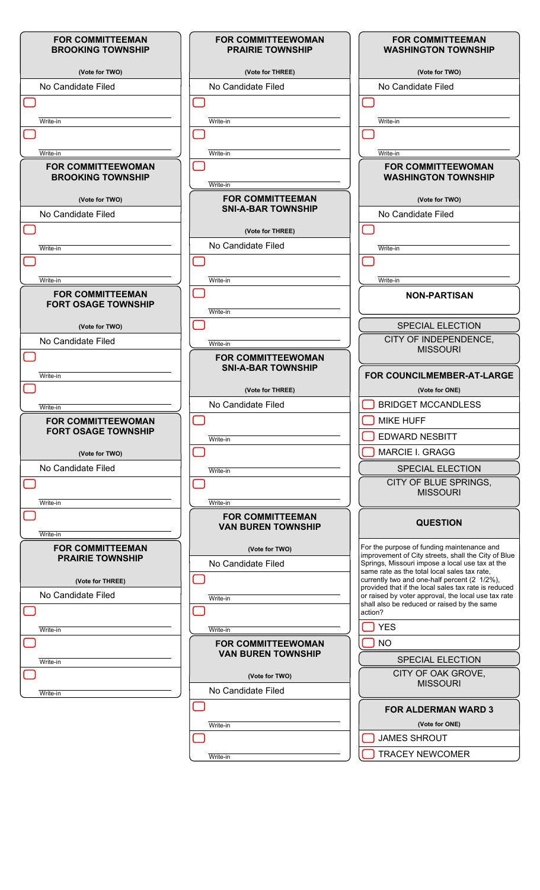### FOR COMMITTEEMAN BROOKING TOWNSHIP

**(Vote for TWO)**

No Candidate Filed

- ☐ ____________ Write-in
- ☐ ____________ Write-in

### FOR COMMITTEEWOMAN BROOKING TOWNSHIP

**(Vote for TWO)**

No Candidate Filed

- ☐ ____________ Write-in
- ☐ ____________ Write-in

### FOR COMMITTEEMAN FORT OSAGE TOWNSHIP

**(Vote for TWO)**

No Candidate Filed

- ☐ ____________ Write-in
- ☐ ____________ Write-in

### FOR COMMITTEEWOMAN FORT OSAGE TOWNSHIP

**(Vote for TWO)**

No Candidate Filed

- ☐ ____________ Write-in
- ☐ ____________ Write-in

### FOR COMMITTEEMAN PRAIRIE TOWNSHIP

**(Vote for THREE)**

No Candidate Filed

- ☐ ____________ Write-in
- ☐ ____________ Write-in
- ☐ ____________ Write-in

### FOR COMMITTEEWOMAN PRAIRIE TOWNSHIP

**(Vote for THREE)**

No Candidate Filed

- ☐ ____________ Write-in
- ☐ ____________ Write-in
- ☐ ____________ Write-in

### FOR COMMITTEEMAN SNI-A-BAR TOWNSHIP

**(Vote for THREE)**

No Candidate Filed

- ☐ ____________ Write-in
- ☐ ____________ Write-in
- ☐ ____________ Write-in

### FOR COMMITTEEWOMAN SNI-A-BAR TOWNSHIP

**(Vote for THREE)**

No Candidate Filed

- ☐ ____________ Write-in
- ☐ ____________ Write-in
- ☐ ____________ Write-in

### FOR COMMITTEEMAN VAN BUREN TOWNSHIP

**(Vote for TWO)**

No Candidate Filed

- ☐ ____________ Write-in
- ☐ ____________ Write-in

### FOR COMMITTEEWOMAN VAN BUREN TOWNSHIP

**(Vote for TWO)**

No Candidate Filed

- ☐ ____________ Write-in
- ☐ ____________ Write-in

### FOR COMMITTEEMAN WASHINGTON TOWNSHIP

**(Vote for TWO)**

No Candidate Filed

- ☐ ____________ Write-in
- ☐ ____________ Write-in

### FOR COMMITTEEWOMAN WASHINGTON TOWNSHIP

**(Vote for TWO)**

No Candidate Filed

- ☐ ____________ Write-in
- ☐ ____________ Write-in

## NON-PARTISAN

### SPECIAL ELECTION

CITY OF INDEPENDENCE, MISSOURI

### FOR COUNCILMEMBER-AT-LARGE

**(Vote for ONE)**

- ☐ BRIDGET MCCANDLESS
- ☐ MIKE HUFF
- ☐ EDWARD NESBITT
- ☐ MARCIE I. GRAGG

### SPECIAL ELECTION

CITY OF BLUE SPRINGS, MISSOURI

### QUESTION

For the purpose of funding maintenance and improvement of City streets, shall the City of Blue Springs, Missouri impose a local use tax at the same rate as the total local sales tax rate, currently two and one-half percent (2 1/2%), provided that if the local sales tax rate is reduced or raised by voter approval, the local use tax rate shall also be reduced or raised by the same action?

- ☐ YES
- ☐ NO

### SPECIAL ELECTION

CITY OF OAK GROVE, MISSOURI

### FOR ALDERMAN WARD 3

**(Vote for ONE)**

- ☐ JAMES SHROUT
- ☐ TRACEY NEWCOMER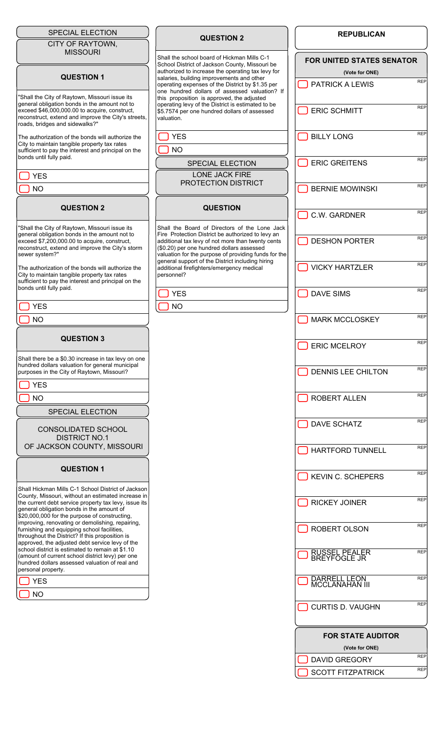## SPECIAL ELECTION

### CITY OF RAYTOWN, MISSOURI

#### QUESTION 1

"Shall the City of Raytown, Missouri issue its general obligation bonds in the amount not to exceed $46,000,000.00 to acquire, construct, reconstruct, extend and improve the City's streets, roads, bridges and sidewalks?"

The authorization of the bonds will authorize the City to maintain tangible property tax rates sufficient to pay the interest and principal on the bonds until fully paid.

- YES
- NO

#### QUESTION 2

"Shall the City of Raytown, Missouri issue its general obligation bonds in the amount not to exceed $7,200,000.00 to acquire, construct, reconstruct, extend and improve the City's storm sewer system?"

The authorization of the bonds will authorize the City to maintain tangible property tax rates sufficient to pay the interest and principal on the bonds until fully paid.

- YES
- NO

#### QUESTION 3

Shall there be a $0.30 increase in tax levy on one hundred dollars valuation for general municipal purposes in the City of Raytown, Missouri?

- YES
- NO

## SPECIAL ELECTION

### CONSOLIDATED SCHOOL DISTRICT NO.1 OF JACKSON COUNTY, MISSOURI

#### QUESTION 1

Shall Hickman Mills C-1 School District of Jackson County, Missouri, without an estimated increase in the current debt service property tax levy, issue its general obligation bonds in the amount of $20,000,000 for the purpose of constructing, improving, renovating or demolishing, repairing, furnishing and equipping school facilities, throughout the District? If this proposition is approved, the adjusted debt service levy of the school district is estimated to remain at $1.10 (amount of current school district levy) per one hundred dollars assessed valuation of real and personal property.

- YES
- NO

#### QUESTION 2

Shall the school board of Hickman Mills C-1 School District of Jackson County, Missouri be authorized to increase the operating tax levy for salaries, building improvements and other operating expenses of the District by $1.35 per one hundred dollars of assessed valuation? If this proposition is approved, the adjusted operating levy of the District is estimated to be $5.7574 per one hundred dollars of assessed valuation.

- YES
- NO

## SPECIAL ELECTION

### LONE JACK FIRE PROTECTION DISTRICT

#### QUESTION

Shall the Board of Directors of the Lone Jack Fire Protection District be authorized to levy an additional tax levy of not more than twenty cents ($0.20) per one hundred dollars assessed valuation for the purpose of providing funds for the general support of the District including hiring additional firefighters/emergency medical personnel?

- YES
- NO

## REPUBLICAN

### FOR UNITED STATES SENATOR

(Vote for ONE)

- PATRICK A LEWIS — REP
- ERIC SCHMITT — REP
- BILLY LONG — REP
- ERIC GREITENS — REP
- BERNIE MOWINSKI — REP
- C.W. GARDNER — REP
- DESHON PORTER — REP
- VICKY HARTZLER — REP
- DAVE SIMS — REP
- MARK MCCLOSKEY — REP
- ERIC MCELROY — REP
- DENNIS LEE CHILTON — REP
- ROBERT ALLEN — REP
- DAVE SCHATZ — REP
- HARTFORD TUNNELL — REP
- KEVIN C. SCHEPERS — REP
- RICKEY JOINER — REP
- ROBERT OLSON — REP
- RUSSEL PEALER BREYFOGLE JR — REP
- DARRELL LEON MCCLANAHAN III — REP
- CURTIS D. VAUGHN — REP

### FOR STATE AUDITOR

(Vote for ONE)

- DAVID GREGORY — REP
- SCOTT FITZPATRICK — REP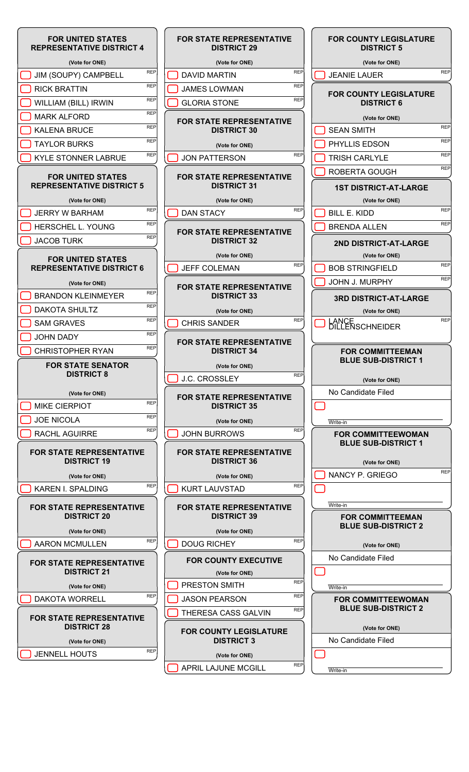## FOR UNITED STATES REPRESENTATIVE DISTRICT 4

(Vote for ONE)

- JIM (SOUPY) CAMPBELL — REP
- RICK BRATTIN — REP
- WILLIAM (BILL) IRWIN — REP
- MARK ALFORD — REP
- KALENA BRUCE — REP
- TAYLOR BURKS — REP
- KYLE STONNER LABRUE — REP

## FOR UNITED STATES REPRESENTATIVE DISTRICT 5

(Vote for ONE)

- JERRY W BARHAM — REP
- HERSCHEL L. YOUNG — REP
- JACOB TURK — REP

## FOR UNITED STATES REPRESENTATIVE DISTRICT 6

(Vote for ONE)

- BRANDON KLEINMEYER — REP
- DAKOTA SHULTZ — REP
- SAM GRAVES — REP
- JOHN DADY — REP
- CHRISTOPHER RYAN — REP

## FOR STATE SENATOR DISTRICT 8

(Vote for ONE)

- MIKE CIERPIOT — REP
- JOE NICOLA — REP
- RACHL AGUIRRE — REP

## FOR STATE REPRESENTATIVE DISTRICT 19

(Vote for ONE)

- KAREN I. SPALDING — REP

## FOR STATE REPRESENTATIVE DISTRICT 20

(Vote for ONE)

- AARON MCMULLEN — REP

## FOR STATE REPRESENTATIVE DISTRICT 21

(Vote for ONE)

- DAKOTA WORRELL — REP

## FOR STATE REPRESENTATIVE DISTRICT 28

(Vote for ONE)

- JENNELL HOUTS — REP

## FOR STATE REPRESENTATIVE DISTRICT 29

(Vote for ONE)

- DAVID MARTIN — REP
- JAMES LOWMAN — REP
- GLORIA STONE — REP

## FOR STATE REPRESENTATIVE DISTRICT 30

(Vote for ONE)

- JON PATTERSON — REP

## FOR STATE REPRESENTATIVE DISTRICT 31

(Vote for ONE)

- DAN STACY — REP

## FOR STATE REPRESENTATIVE DISTRICT 32

(Vote for ONE)

- JEFF COLEMAN — REP

## FOR STATE REPRESENTATIVE DISTRICT 33

(Vote for ONE)

- CHRIS SANDER — REP

## FOR STATE REPRESENTATIVE DISTRICT 34

(Vote for ONE)

- J.C. CROSSLEY — REP

## FOR STATE REPRESENTATIVE DISTRICT 35

(Vote for ONE)

- JOHN BURROWS — REP

## FOR STATE REPRESENTATIVE DISTRICT 36

(Vote for ONE)

- KURT LAUVSTAD — REP

## FOR STATE REPRESENTATIVE DISTRICT 39

(Vote for ONE)

- DOUG RICHEY — REP

## FOR COUNTY EXECUTIVE

(Vote for ONE)

- PRESTON SMITH — REP
- JASON PEARSON — REP
- THERESA CASS GALVIN — REP

## FOR COUNTY LEGISLATURE DISTRICT 3

(Vote for ONE)

- APRIL LAJUNE MCGILL — REP

## FOR COUNTY LEGISLATURE DISTRICT 5

(Vote for ONE)

- JEANIE LAUER — REP

## FOR COUNTY LEGISLATURE DISTRICT 6

(Vote for ONE)

- SEAN SMITH — REP
- PHYLLIS EDSON — REP
- TRISH CARLYLE — REP
- ROBERTA GOUGH — REP

## 1ST DISTRICT-AT-LARGE

(Vote for ONE)

- BILL E. KIDD — REP
- BRENDA ALLEN — REP

## 2ND DISTRICT-AT-LARGE

(Vote for ONE)

- BOB STRINGFIELD — REP
- JOHN J. MURPHY — REP

## 3RD DISTRICT-AT-LARGE

(Vote for ONE)

- LANCE DILLENSCHNEIDER — REP

## FOR COMMITTEEMAN BLUE SUB-DISTRICT 1

(Vote for ONE)

No Candidate Filed

- Write-in ____________

## FOR COMMITTEEWOMAN BLUE SUB-DISTRICT 1

(Vote for ONE)

- NANCY P. GRIEGO — REP
- Write-in ____________

## FOR COMMITTEEMAN BLUE SUB-DISTRICT 2

(Vote for ONE)

No Candidate Filed

- Write-in ____________

## FOR COMMITTEEWOMAN BLUE SUB-DISTRICT 2

(Vote for ONE)

No Candidate Filed

- Write-in ____________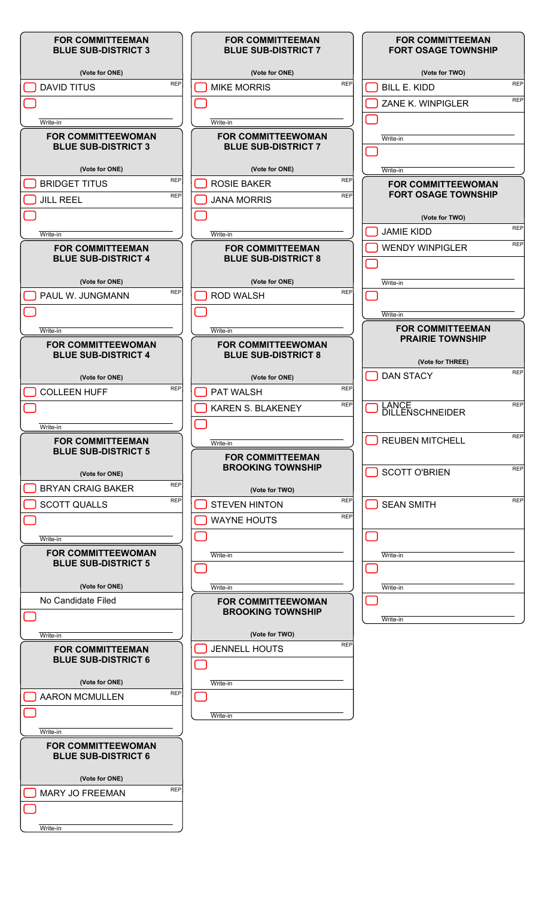### FOR COMMITTEEMAN BLUE SUB-DISTRICT 3

(Vote for ONE)

- ☐ DAVID TITUS — REP
- ☐ Write-in

### FOR COMMITTEEWOMAN BLUE SUB-DISTRICT 3

(Vote for ONE)

- ☐ BRIDGET TITUS — REP
- ☐ JILL REEL — REP
- ☐ Write-in

### FOR COMMITTEEMAN BLUE SUB-DISTRICT 4

(Vote for ONE)

- ☐ PAUL W. JUNGMANN — REP
- ☐ Write-in

### FOR COMMITTEEWOMAN BLUE SUB-DISTRICT 4

(Vote for ONE)

- ☐ COLLEEN HUFF — REP
- ☐ Write-in

### FOR COMMITTEEMAN BLUE SUB-DISTRICT 5

(Vote for ONE)

- ☐ BRYAN CRAIG BAKER — REP
- ☐ SCOTT QUALLS — REP
- ☐ Write-in

### FOR COMMITTEEWOMAN BLUE SUB-DISTRICT 5

(Vote for ONE)

No Candidate Filed

- ☐ Write-in

### FOR COMMITTEEMAN BLUE SUB-DISTRICT 6

(Vote for ONE)

- ☐ AARON MCMULLEN — REP
- ☐ Write-in

### FOR COMMITTEEWOMAN BLUE SUB-DISTRICT 6

(Vote for ONE)

- ☐ MARY JO FREEMAN — REP
- ☐ Write-in

### FOR COMMITTEEMAN BLUE SUB-DISTRICT 7

(Vote for ONE)

- ☐ MIKE MORRIS — REP
- ☐ Write-in

### FOR COMMITTEEWOMAN BLUE SUB-DISTRICT 7

(Vote for ONE)

- ☐ ROSIE BAKER — REP
- ☐ JANA MORRIS — REP
- ☐ Write-in

### FOR COMMITTEEMAN BLUE SUB-DISTRICT 8

(Vote for ONE)

- ☐ ROD WALSH — REP
- ☐ Write-in

### FOR COMMITTEEWOMAN BLUE SUB-DISTRICT 8

(Vote for ONE)

- ☐ PAT WALSH — REP
- ☐ KAREN S. BLAKENEY — REP
- ☐ Write-in

### FOR COMMITTEEMAN BROOKING TOWNSHIP

(Vote for TWO)

- ☐ STEVEN HINTON — REP
- ☐ WAYNE HOUTS — REP
- ☐ Write-in
- ☐ Write-in

### FOR COMMITTEEWOMAN BROOKING TOWNSHIP

(Vote for TWO)

- ☐ JENNELL HOUTS — REP
- ☐ Write-in
- ☐ Write-in

### FOR COMMITTEEMAN FORT OSAGE TOWNSHIP

(Vote for TWO)

- ☐ BILL E. KIDD — REP
- ☐ ZANE K. WINPIGLER — REP
- ☐ Write-in
- ☐ Write-in

### FOR COMMITTEEWOMAN FORT OSAGE TOWNSHIP

(Vote for TWO)

- ☐ JAMIE KIDD — REP
- ☐ WENDY WINPIGLER — REP
- ☐ Write-in
- ☐ Write-in

### FOR COMMITTEEMAN PRAIRIE TOWNSHIP

(Vote for THREE)

- ☐ DAN STACY — REP
- ☐ LANCE DILLENSCHNEIDER — REP
- ☐ REUBEN MITCHELL — REP
- ☐ SCOTT O'BRIEN — REP
- ☐ SEAN SMITH — REP
- ☐ Write-in
- ☐ Write-in
- ☐ Write-in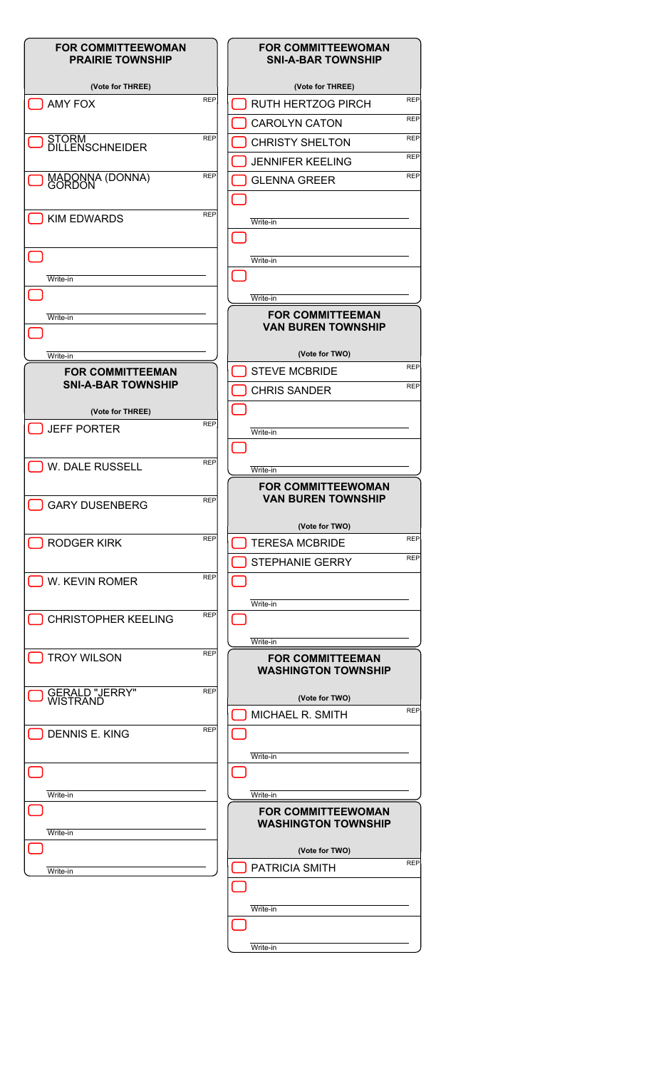## FOR COMMITTEEWOMAN PRAIRIE TOWNSHIP

**(Vote for THREE)**

- AMY FOX — REP
- STORM DILLENSCHNEIDER — REP
- MADONNA (DONNA) GORDON — REP
- KIM EDWARDS — REP
- Write-in
- Write-in
- Write-in

## FOR COMMITTEEMAN SNI-A-BAR TOWNSHIP

**(Vote for THREE)**

- JEFF PORTER — REP
- W. DALE RUSSELL — REP
- GARY DUSENBERG — REP
- RODGER KIRK — REP
- W. KEVIN ROMER — REP
- CHRISTOPHER KEELING — REP
- TROY WILSON — REP
- GERALD "JERRY" WISTRAND — REP
- DENNIS E. KING — REP
- Write-in
- Write-in
- Write-in

## FOR COMMITTEEWOMAN SNI-A-BAR TOWNSHIP

**(Vote for THREE)**

- RUTH HERTZOG PIRCH — REP
- CAROLYN CATON — REP
- CHRISTY SHELTON — REP
- JENNIFER KEELING — REP
- GLENNA GREER — REP
- Write-in
- Write-in
- Write-in

## FOR COMMITTEEMAN VAN BUREN TOWNSHIP

**(Vote for TWO)**

- STEVE MCBRIDE — REP
- CHRIS SANDER — REP
- Write-in
- Write-in

## FOR COMMITTEEWOMAN VAN BUREN TOWNSHIP

**(Vote for TWO)**

- TERESA MCBRIDE — REP
- STEPHANIE GERRY — REP
- Write-in
- Write-in

## FOR COMMITTEEMAN WASHINGTON TOWNSHIP

**(Vote for TWO)**

- MICHAEL R. SMITH — REP
- Write-in
- Write-in

## FOR COMMITTEEWOMAN WASHINGTON TOWNSHIP

**(Vote for TWO)**

- PATRICIA SMITH — REP
- Write-in
- Write-in